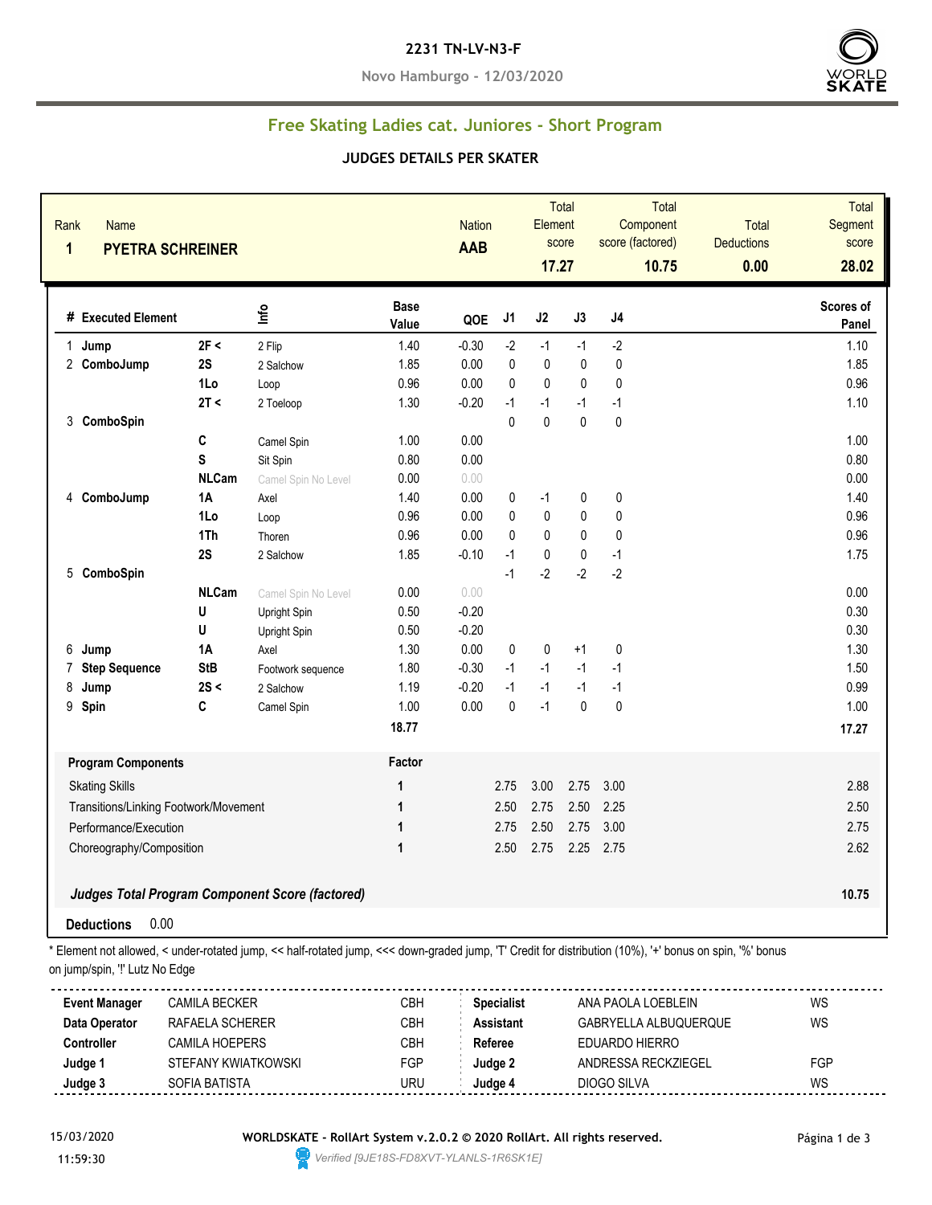**2231 TN-LV-N3-F**

**Novo Hamburgo - 12/03/2020**

## Free Skating Ladies cat. Juniores - Short Program

### JUDGES DETAILS PER SKATER

| Rank | Name | Nation | Total Element score | Total Component score (factored) | Total Deductions | Total Segment score |
|---|---|---|---|---|---|---|
| 1 | PYETRA SCHREINER | AAB | 17.27 | 10.75 | 0.00 | 28.02 |

| # | Executed Element | | Info | Base Value | QOE | J1 | J2 | J3 | J4 | Scores of Panel |
|---|---|---|---|---|---|---|---|---|---|---|
| 1 | Jump | 2F < | 2 Flip | 1.40 | -0.30 | -2 | -1 | -1 | -2 | 1.10 |
| 2 | ComboJump | 2S | 2 Salchow | 1.85 | 0.00 | 0 | 0 | 0 | 0 | 1.85 |
| | | 1Lo | Loop | 0.96 | 0.00 | 0 | 0 | 0 | 0 | 0.96 |
| | | 2T < | 2 Toeloop | 1.30 | -0.20 | -1 | -1 | -1 | -1 | 1.10 |
| 3 | ComboSpin | | | | | 0 | 0 | 0 | 0 | |
| | | C | Camel Spin | 1.00 | 0.00 | | | | | 1.00 |
| | | S | Sit Spin | 0.80 | 0.00 | | | | | 0.80 |
| | | NLCam | Camel Spin No Level | 0.00 | 0.00 | | | | | 0.00 |
| 4 | ComboJump | 1A | Axel | 1.40 | 0.00 | 0 | -1 | 0 | 0 | 1.40 |
| | | 1Lo | Loop | 0.96 | 0.00 | 0 | 0 | 0 | 0 | 0.96 |
| | | 1Th | Thoren | 0.96 | 0.00 | 0 | 0 | 0 | 0 | 0.96 |
| | | 2S | 2 Salchow | 1.85 | -0.10 | -1 | 0 | 0 | -1 | 1.75 |
| 5 | ComboSpin | | | | | -1 | -2 | -2 | -2 | |
| | | NLCam | Camel Spin No Level | 0.00 | 0.00 | | | | | 0.00 |
| | | U | Upright Spin | 0.50 | -0.20 | | | | | 0.30 |
| | | U | Upright Spin | 0.50 | -0.20 | | | | | 0.30 |
| 6 | Jump | 1A | Axel | 1.30 | 0.00 | 0 | 0 | +1 | 0 | 1.30 |
| 7 | Step Sequence | StB | Footwork sequence | 1.80 | -0.30 | -1 | -1 | -1 | -1 | 1.50 |
| 8 | Jump | 2S < | 2 Salchow | 1.19 | -0.20 | -1 | -1 | -1 | -1 | 0.99 |
| 9 | Spin | C | Camel Spin | 1.00 | 0.00 | 0 | -1 | 0 | 0 | 1.00 |
| | | | | 18.77 | | | | | | 17.27 |

| Program Components | Factor | J1 | J2 | J3 | J4 | Scores of Panel |
|---|---|---|---|---|---|---|
| Skating Skills | 1 | 2.75 | 3.00 | 2.75 | 3.00 | 2.88 |
| Transitions/Linking Footwork/Movement | 1 | 2.50 | 2.75 | 2.50 | 2.25 | 2.50 |
| Performance/Execution | 1 | 2.75 | 2.50 | 2.75 | 3.00 | 2.75 |
| Choreography/Composition | 1 | 2.50 | 2.75 | 2.25 | 2.75 | 2.62 |

***Judges Total Program Component Score (factored)*** **10.75**

**Deductions** 0.00

\* Element not allowed, < under-rotated jump, << half-rotated jump, <<< down-graded jump, 'T' Credit for distribution (10%), '+' bonus on spin, '%' bonus on jump/spin, '!' Lutz No Edge

| | | | | | |
|---|---|---|---|---|---|
| **Event Manager** | CAMILA BECKER | CBH | **Specialist** | ANA PAOLA LOEBLEIN | WS |
| **Data Operator** | RAFAELA SCHERER | CBH | **Assistant** | GABRYELLA ALBUQUERQUE | WS |
| **Controller** | CAMILA HOEPERS | CBH | **Referee** | EDUARDO HIERRO | |
| **Judge 1** | STEFANY KWIATKOWSKI | FGP | **Judge 2** | ANDRESSA RECKZIEGEL | FGP |
| **Judge 3** | SOFIA BATISTA | URU | **Judge 4** | DIOGO SILVA | WS |

15/03/2020 11:59:30

**WORLDSKATE - RollArt System v.2.0.2 © 2020 RollArt. All rights reserved.**

*Verified [9JE18S-FD8XVT-YLANLS-1R6SK1E]*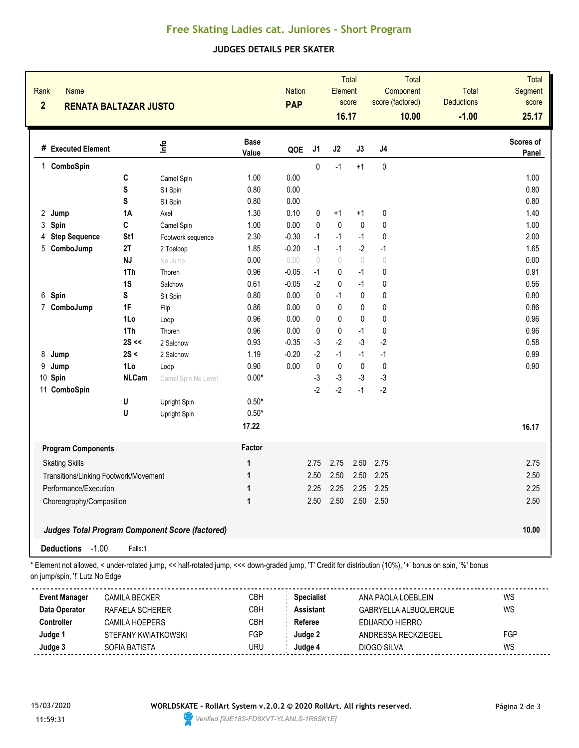# Free Skating Ladies cat. Juniores - Short Program

## JUDGES DETAILS PER SKATER

| Rank | Name | Nation | Total Element score | Total Component score (factored) | Total Deductions | Total Segment score |
|---|---|---|---|---|---|---|
| 2 | RENATA BALTAZAR JUSTO | PAP | 16.17 | 10.00 | -1.00 | 25.17 |

| # | Executed Element | | Info | Base Value | QOE | J1 | J2 | J3 | J4 | Scores of Panel |
|---|---|---|---|---|---|---|---|---|---|---|
| 1 | ComboSpin | | | | | 0 | -1 | +1 | 0 | |
| | | C | Camel Spin | 1.00 | 0.00 | | | | | 1.00 |
| | | S | Sit Spin | 0.80 | 0.00 | | | | | 0.80 |
| | | S | Sit Spin | 0.80 | 0.00 | | | | | 0.80 |
| 2 | Jump | 1A | Axel | 1.30 | 0.10 | 0 | +1 | +1 | 0 | 1.40 |
| 3 | Spin | C | Camel Spin | 1.00 | 0.00 | 0 | 0 | 0 | 0 | 1.00 |
| 4 | Step Sequence | St1 | Footwork sequence | 2.30 | -0.30 | -1 | -1 | -1 | 0 | 2.00 |
| 5 | ComboJump | 2T | 2 Toeloop | 1.85 | -0.20 | -1 | -1 | -2 | -1 | 1.65 |
| | | NJ | No Jump | 0.00 | 0.00 | 0 | 0 | 0 | 0 | 0.00 |
| | | 1Th | Thoren | 0.96 | -0.05 | -1 | 0 | -1 | 0 | 0.91 |
| | | 1S | Salchow | 0.61 | -0.05 | -2 | 0 | -1 | 0 | 0.56 |
| 6 | Spin | S | Sit Spin | 0.80 | 0.00 | 0 | -1 | 0 | 0 | 0.80 |
| 7 | ComboJump | 1F | Flip | 0.86 | 0.00 | 0 | 0 | 0 | 0 | 0.86 |
| | | 1Lo | Loop | 0.96 | 0.00 | 0 | 0 | 0 | 0 | 0.96 |
| | | 1Th | Thoren | 0.96 | 0.00 | 0 | 0 | -1 | 0 | 0.96 |
| | | 2S << | 2 Salchow | 0.93 | -0.35 | -3 | -2 | -3 | -2 | 0.58 |
| 8 | Jump | 2S < | 2 Salchow | 1.19 | -0.20 | -2 | -1 | -1 | -1 | 0.99 |
| 9 | Jump | 1Lo | Loop | 0.90 | 0.00 | 0 | 0 | 0 | 0 | 0.90 |
| 10 | Spin | NLCam | Camel Spin No Level | 0.00* | | -3 | -3 | -3 | -3 | |
| 11 | ComboSpin | | | | | -2 | -2 | -1 | -2 | |
| | | U | Upright Spin | 0.50* | | | | | | |
| | | U | Upright Spin | 0.50* | | | | | | |
| | | | | 17.22 | | | | | | 16.17 |

| Program Components | Factor | J1 | J2 | J3 | J4 | |
|---|---|---|---|---|---|---|
| Skating Skills | 1 | 2.75 | 2.75 | 2.50 | 2.75 | 2.75 |
| Transitions/Linking Footwork/Movement | 1 | 2.50 | 2.50 | 2.50 | 2.25 | 2.50 |
| Performance/Execution | 1 | 2.25 | 2.25 | 2.25 | 2.25 | 2.25 |
| Choreography/Composition | 1 | 2.50 | 2.50 | 2.50 | 2.50 | 2.50 |

***Judges Total Program Component Score (factored)*** **10.00**

**Deductions** -1.00 Falls:1

\* Element not allowed, < under-rotated jump, << half-rotated jump, <<< down-graded jump, 'T' Credit for distribution (10%), '+' bonus on spin, '%' bonus on jump/spin, '!' Lutz No Edge

| | | | | | |
|---|---|---|---|---|---|
| **Event Manager** | CAMILA BECKER | CBH | **Specialist** | ANA PAOLA LOEBLEIN | WS |
| **Data Operator** | RAFAELA SCHERER | CBH | **Assistant** | GABRYELLA ALBUQUERQUE | WS |
| **Controller** | CAMILA HOEPERS | CBH | **Referee** | EDUARDO HIERRO | |
| **Judge 1** | STEFANY KWIATKOWSKI | FGP | **Judge 2** | ANDRESSA RECKZIEGEL | FGP |
| **Judge 3** | SOFIA BATISTA | URU | **Judge 4** | DIOGO SILVA | WS |

15/03/2020 11:59:31

WORLDSKATE - RollArt System v.2.0.2 © 2020 RollArt. All rights reserved.

Verified [9JE18S-FD8XVT-YLANLS-1R6SK1E]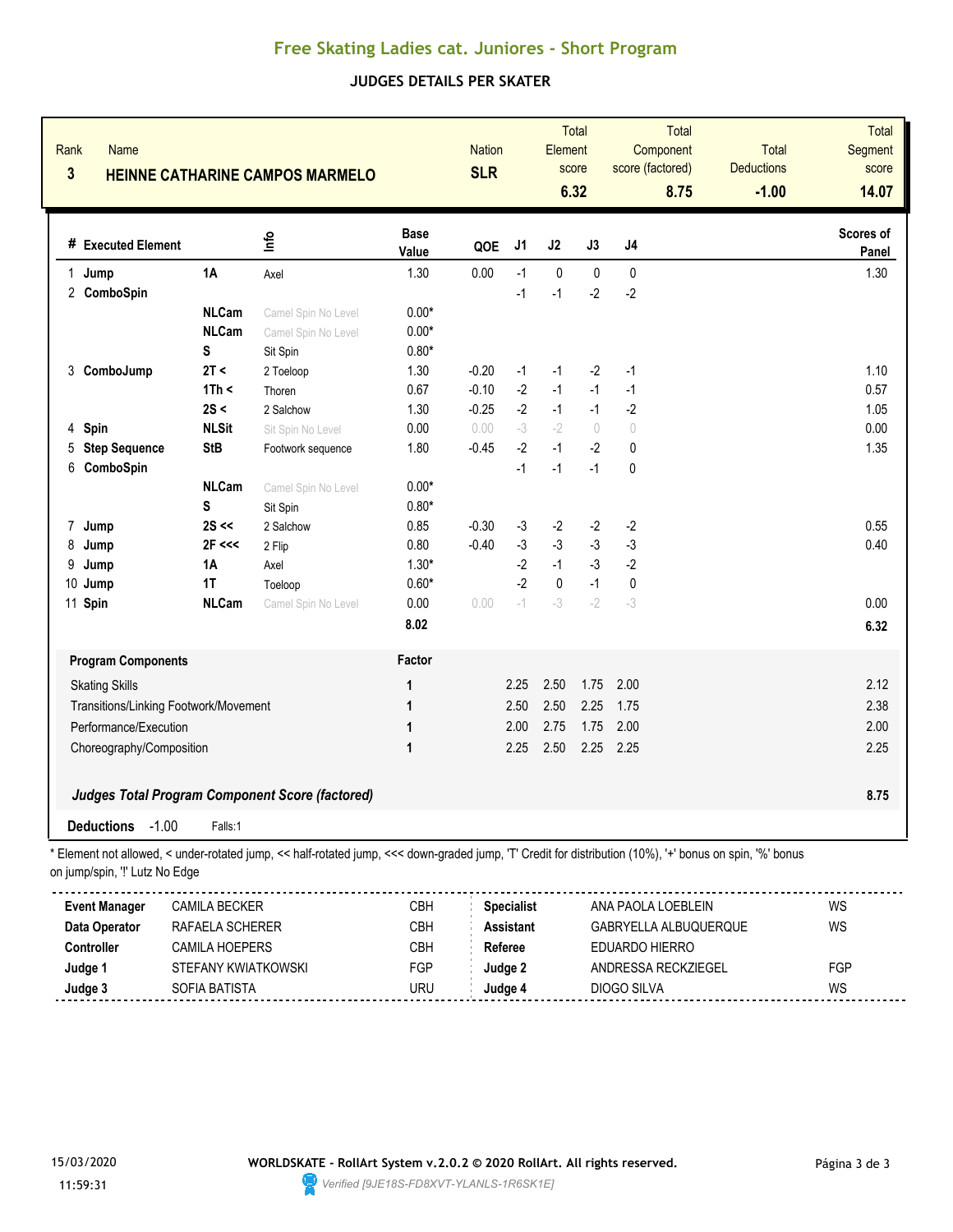# Free Skating Ladies cat. Juniores - Short Program

## JUDGES DETAILS PER SKATER

| Rank | Name | Nation | Total Element score | Total Component score (factored) | Total Deductions | Total Segment score |
|---|---|---|---|---|---|---|
| 3 | HEINNE CATHARINE CAMPOS MARMELO | SLR | 6.32 | 8.75 | -1.00 | 14.07 |

| # | Executed Element | | Info | Base Value | QOE | J1 | J2 | J3 | J4 | Scores of Panel |
|---|---|---|---|---|---|---|---|---|---|---|
| 1 | Jump | 1A | Axel | 1.30 | 0.00 | -1 | 0 | 0 | 0 | 1.30 |
| 2 | ComboSpin | | | | | -1 | -1 | -2 | -2 | |
| | | NLCam | Camel Spin No Level | 0.00* | | | | | | |
| | | NLCam | Camel Spin No Level | 0.00* | | | | | | |
| | | S | Sit Spin | 0.80* | | | | | | |
| 3 | ComboJump | 2T < | 2 Toeloop | 1.30 | -0.20 | -1 | -1 | -2 | -1 | 1.10 |
| | | 1Th < | Thoren | 0.67 | -0.10 | -2 | -1 | -1 | -1 | 0.57 |
| | | 2S < | 2 Salchow | 1.30 | -0.25 | -2 | -1 | -1 | -2 | 1.05 |
| 4 | Spin | NLSit | Sit Spin No Level | 0.00 | 0.00 | -3 | -2 | 0 | 0 | 0.00 |
| 5 | Step Sequence | StB | Footwork sequence | 1.80 | -0.45 | -2 | -1 | -2 | 0 | 1.35 |
| 6 | ComboSpin | | | | | -1 | -1 | -1 | 0 | |
| | | NLCam | Camel Spin No Level | 0.00* | | | | | | |
| | | S | Sit Spin | 0.80* | | | | | | |
| 7 | Jump | 2S << | 2 Salchow | 0.85 | -0.30 | -3 | -2 | -2 | -2 | 0.55 |
| 8 | Jump | 2F <<< | 2 Flip | 0.80 | -0.40 | -3 | -3 | -3 | -3 | 0.40 |
| 9 | Jump | 1A | Axel | 1.30* | | -2 | -1 | -3 | -2 | |
| 10 | Jump | 1T | Toeloop | 0.60* | | -2 | 0 | -1 | 0 | |
| 11 | Spin | NLCam | Camel Spin No Level | 0.00 | 0.00 | -1 | -3 | -2 | -3 | 0.00 |
| | | | | 8.02 | | | | | | 6.32 |

| Program Components | Factor | J1 | J2 | J3 | J4 | Scores of Panel |
|---|---|---|---|---|---|---|
| Skating Skills | 1 | 2.25 | 2.50 | 1.75 | 2.00 | 2.12 |
| Transitions/Linking Footwork/Movement | 1 | 2.50 | 2.50 | 2.25 | 1.75 | 2.38 |
| Performance/Execution | 1 | 2.00 | 2.75 | 1.75 | 2.00 | 2.00 |
| Choreography/Composition | 1 | 2.25 | 2.50 | 2.25 | 2.25 | 2.25 |

***Judges Total Program Component Score (factored)*** **8.75**

**Deductions** -1.00 Falls:1

* Element not allowed, < under-rotated jump, << half-rotated jump, <<< down-graded jump, 'T' Credit for distribution (10%), '+' bonus on spin, '%' bonus on jump/spin, '!' Lutz No Edge

| | | | | | |
|---|---|---|---|---|---|
| **Event Manager** | CAMILA BECKER | CBH | **Specialist** | ANA PAOLA LOEBLEIN | WS |
| **Data Operator** | RAFAELA SCHERER | CBH | **Assistant** | GABRYELLA ALBUQUERQUE | WS |
| **Controller** | CAMILA HOEPERS | CBH | **Referee** | EDUARDO HIERRO | |
| **Judge 1** | STEFANY KWIATKOWSKI | FGP | **Judge 2** | ANDRESSA RECKZIEGEL | FGP |
| **Judge 3** | SOFIA BATISTA | URU | **Judge 4** | DIOGO SILVA | WS |

15/03/2020 11:59:31

**WORLDSKATE - RollArt System v.2.0.2 © 2020 RollArt. All rights reserved.**

Verified [9JE18S-FD8XVT-YLANLS-1R6SK1E]